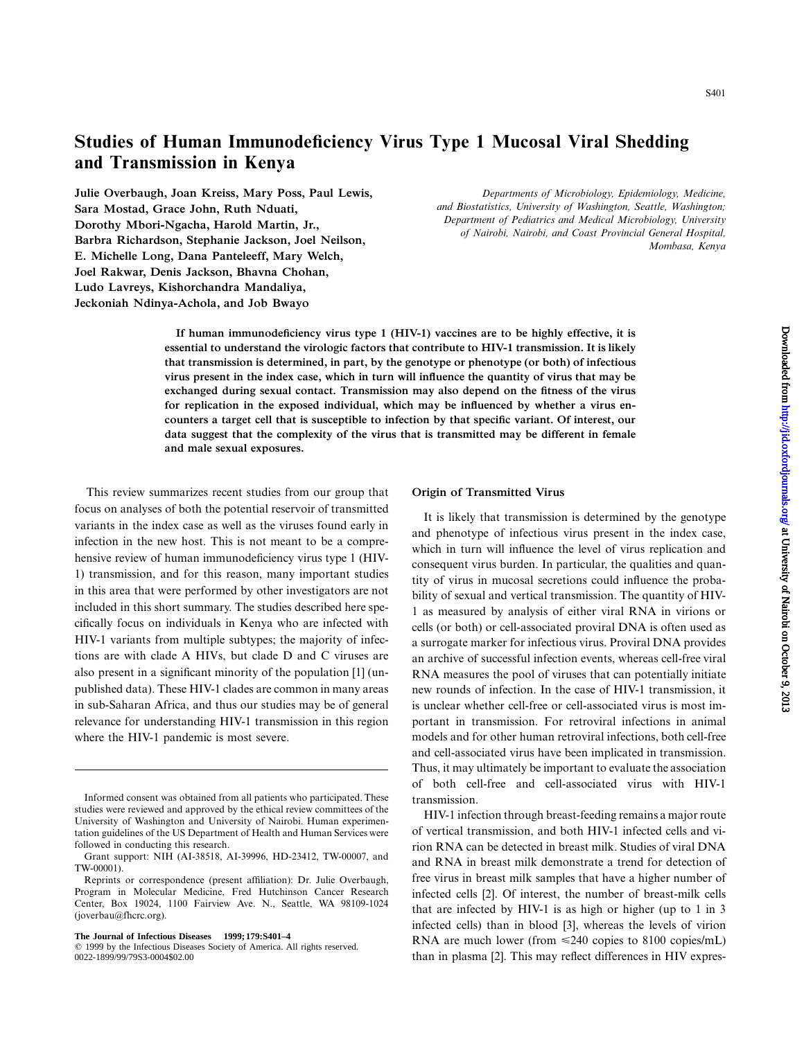# Studies of Human Immunodeficiency Virus Type 1 Mucosal Viral Shedding and Transmission in Kenya

**Julie Overbaugh, Joan Kreiss, Mary Poss, Paul Lewis, Sara Mostad, Grace John, Ruth Nduati, Dorothy Mbori-Ngacha, Harold Martin, Jr., Barbra Richardson, Stephanie Jackson, Joel Neilson, E. Michelle Long, Dana Panteleeff, Mary Welch, Joel Rakwar, Denis Jackson, Bhavna Chohan, Ludo Lavreys, Kishorchandra Mandaliya, Jeckoniah Ndinya-Achola, and Job Bwayo**

*Departments of Microbiology, Epidemiology, Medicine, and Biostatistics, University of Washington, Seattle, Washington; Department of Pediatrics and Medical Microbiology, University of Nairobi, Nairobi, and Coast Provincial General Hospital, Mombasa, Kenya*

**If human immunodeficiency virus type 1 (HIV-1) vaccines are to be highly effective, it is essential to understand the virologic factors that contribute to HIV-1 transmission. It is likely that transmission is determined, in part, by the genotype or phenotype (or both) of infectious virus present in the index case, which in turn will influence the quantity of virus that may be exchanged during sexual contact. Transmission may also depend on the fitness of the virus for replication in the exposed individual, which may be influenced by whether a virus encounters a target cell that is susceptible to infection by that specific variant. Of interest, our data suggest that the complexity of the virus that is transmitted may be different in female and male sexual exposures.**

This review summarizes recent studies from our group that focus on analyses of both the potential reservoir of transmitted variants in the index case as well as the viruses found early in infection in the new host. This is not meant to be a comprehensive review of human immunodeficiency virus type 1 (HIV-1) transmission, and for this reason, many important studies in this area that were performed by other investigators are not included in this short summary. The studies described here specifically focus on individuals in Kenya who are infected with HIV-1 variants from multiple subtypes; the majority of infections are with clade A HIVs, but clade D and C viruses are also present in a significant minority of the population [1] (unpublished data). These HIV-1 clades are common in many areas in sub-Saharan Africa, and thus our studies may be of general relevance for understanding HIV-1 transmission in this region where the HIV-1 pandemic is most severe.

Informed consent was obtained from all patients who participated. These studies were reviewed and approved by the ethical review committees of the University of Washington and University of Nairobi. Human experimentation guidelines of the US Department of Health and Human Services were followed in conducting this research.

Grant support: NIH (AI-38518, AI-39996, HD-23412, TW-00007, and TW-00001).

Reprints or correspondence (present affiliation): Dr. Julie Overbaugh, Program in Molecular Medicine, Fred Hutchinson Cancer Research Center, Box 19024, 1100 Fairview Ave. N., Seattle, WA 98109-1024 (joverbau@fhcrc.org).

© 1999 by the Infectious Diseases Society of America. All rights reserved. 0022-1899/99/79S3-0004$02.00

## Origin of Transmitted Virus

It is likely that transmission is determined by the genotype and phenotype of infectious virus present in the index case, which in turn will influence the level of virus replication and consequent virus burden. In particular, the qualities and quantity of virus in mucosal secretions could influence the probability of sexual and vertical transmission. The quantity of HIV-1 as measured by analysis of either viral RNA in virions or cells (or both) or cell-associated proviral DNA is often used as a surrogate marker for infectious virus. Proviral DNA provides an archive of successful infection events, whereas cell-free viral RNA measures the pool of viruses that can potentially initiate new rounds of infection. In the case of HIV-1 transmission, it is unclear whether cell-free or cell-associated virus is most important in transmission. For retroviral infections in animal models and for other human retroviral infections, both cell-free and cell-associated virus have been implicated in transmission. Thus, it may ultimately be important to evaluate the association of both cell-free and cell-associated virus with HIV-1 transmission.

HIV-1 infection through breast-feeding remains a major route of vertical transmission, and both HIV-1 infected cells and virion RNA can be detected in breast milk. Studies of viral DNA and RNA in breast milk demonstrate a trend for detection of free virus in breast milk samples that have a higher number of infected cells [2]. Of interest, the number of breast-milk cells that are infected by HIV-1 is as high or higher (up to 1 in 3 infected cells) than in blood [3], whereas the levels of virion RNA are much lower (from ≤240 copies to 8100 copies/mL) than in plasma [2]. This may reflect differences in HIV expres-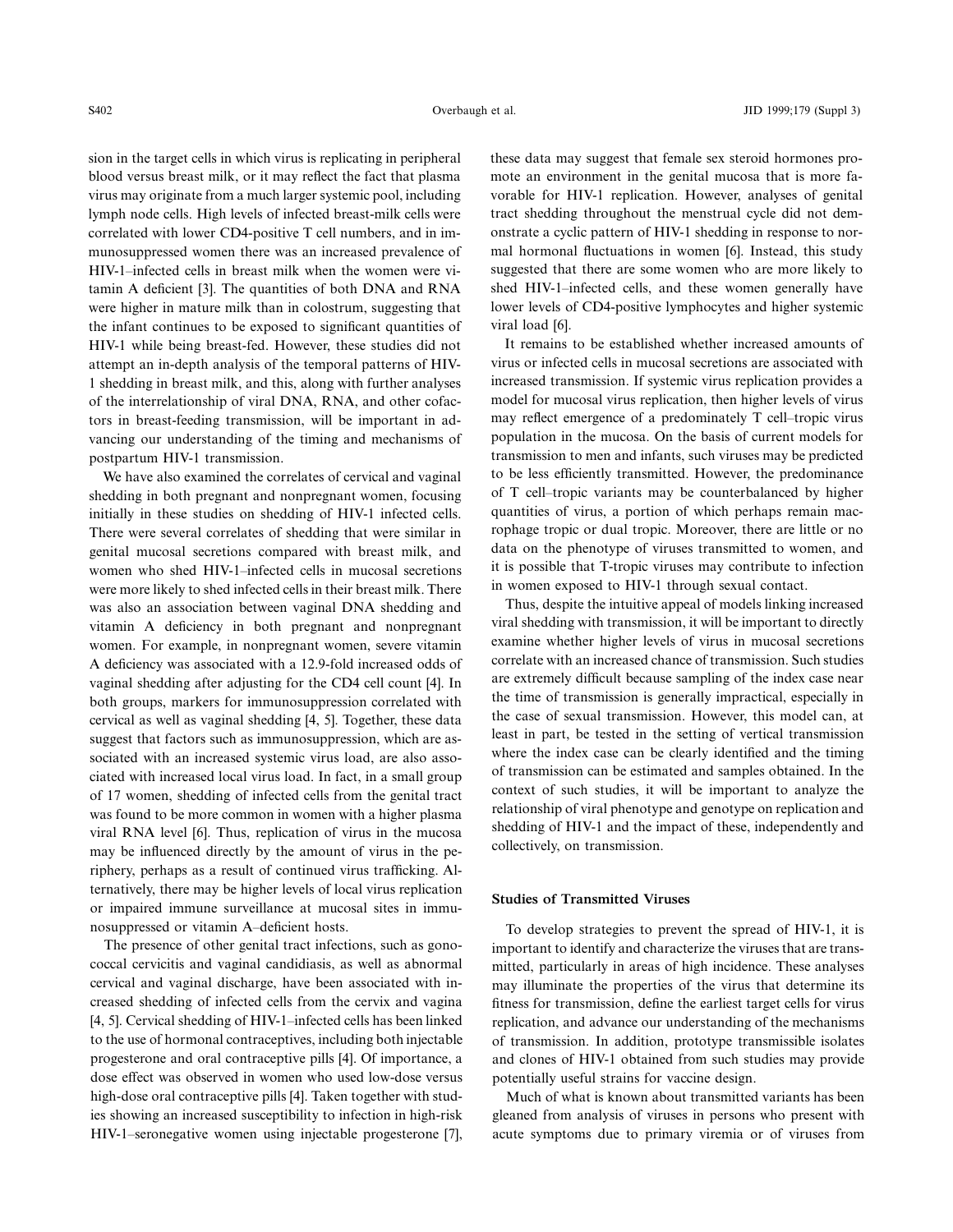sion in the target cells in which virus is replicating in peripheral blood versus breast milk, or it may reflect the fact that plasma virus may originate from a much larger systemic pool, including lymph node cells. High levels of infected breast-milk cells were correlated with lower CD4-positive T cell numbers, and in immunosuppressed women there was an increased prevalence of HIV-1–infected cells in breast milk when the women were vitamin A deficient [3]. The quantities of both DNA and RNA were higher in mature milk than in colostrum, suggesting that the infant continues to be exposed to significant quantities of HIV-1 while being breast-fed. However, these studies did not attempt an in-depth analysis of the temporal patterns of HIV-1 shedding in breast milk, and this, along with further analyses of the interrelationship of viral DNA, RNA, and other cofactors in breast-feeding transmission, will be important in advancing our understanding of the timing and mechanisms of postpartum HIV-1 transmission.

We have also examined the correlates of cervical and vaginal shedding in both pregnant and nonpregnant women, focusing initially in these studies on shedding of HIV-1 infected cells. There were several correlates of shedding that were similar in genital mucosal secretions compared with breast milk, and women who shed HIV-1–infected cells in mucosal secretions were more likely to shed infected cells in their breast milk. There was also an association between vaginal DNA shedding and vitamin A deficiency in both pregnant and nonpregnant women. For example, in nonpregnant women, severe vitamin A deficiency was associated with a 12.9-fold increased odds of vaginal shedding after adjusting for the CD4 cell count [4]. In both groups, markers for immunosuppression correlated with cervical as well as vaginal shedding [4, 5]. Together, these data suggest that factors such as immunosuppression, which are associated with an increased systemic virus load, are also associated with increased local virus load. In fact, in a small group of 17 women, shedding of infected cells from the genital tract was found to be more common in women with a higher plasma viral RNA level [6]. Thus, replication of virus in the mucosa may be influenced directly by the amount of virus in the periphery, perhaps as a result of continued virus trafficking. Alternatively, there may be higher levels of local virus replication or impaired immune surveillance at mucosal sites in immunosuppressed or vitamin A–deficient hosts.

The presence of other genital tract infections, such as gonococcal cervicitis and vaginal candidiasis, as well as abnormal cervical and vaginal discharge, have been associated with increased shedding of infected cells from the cervix and vagina [4, 5]. Cervical shedding of HIV-1–infected cells has been linked to the use of hormonal contraceptives, including both injectable progesterone and oral contraceptive pills [4]. Of importance, a dose effect was observed in women who used low-dose versus high-dose oral contraceptive pills [4]. Taken together with studies showing an increased susceptibility to infection in high-risk HIV-1–seronegative women using injectable progesterone [7], these data may suggest that female sex steroid hormones promote an environment in the genital mucosa that is more favorable for HIV-1 replication. However, analyses of genital tract shedding throughout the menstrual cycle did not demonstrate a cyclic pattern of HIV-1 shedding in response to normal hormonal fluctuations in women [6]. Instead, this study suggested that there are some women who are more likely to shed HIV-1–infected cells, and these women generally have lower levels of CD4-positive lymphocytes and higher systemic viral load [6].

It remains to be established whether increased amounts of virus or infected cells in mucosal secretions are associated with increased transmission. If systemic virus replication provides a model for mucosal virus replication, then higher levels of virus may reflect emergence of a predominately T cell–tropic virus population in the mucosa. On the basis of current models for transmission to men and infants, such viruses may be predicted to be less efficiently transmitted. However, the predominance of T cell–tropic variants may be counterbalanced by higher quantities of virus, a portion of which perhaps remain macrophage tropic or dual tropic. Moreover, there are little or no data on the phenotype of viruses transmitted to women, and it is possible that T-tropic viruses may contribute to infection in women exposed to HIV-1 through sexual contact.

Thus, despite the intuitive appeal of models linking increased viral shedding with transmission, it will be important to directly examine whether higher levels of virus in mucosal secretions correlate with an increased chance of transmission. Such studies are extremely difficult because sampling of the index case near the time of transmission is generally impractical, especially in the case of sexual transmission. However, this model can, at least in part, be tested in the setting of vertical transmission where the index case can be clearly identified and the timing of transmission can be estimated and samples obtained. In the context of such studies, it will be important to analyze the relationship of viral phenotype and genotype on replication and shedding of HIV-1 and the impact of these, independently and collectively, on transmission.

## Studies of Transmitted Viruses

To develop strategies to prevent the spread of HIV-1, it is important to identify and characterize the viruses that are transmitted, particularly in areas of high incidence. These analyses may illuminate the properties of the virus that determine its fitness for transmission, define the earliest target cells for virus replication, and advance our understanding of the mechanisms of transmission. In addition, prototype transmissible isolates and clones of HIV-1 obtained from such studies may provide potentially useful strains for vaccine design.

Much of what is known about transmitted variants has been gleaned from analysis of viruses in persons who present with acute symptoms due to primary viremia or of viruses from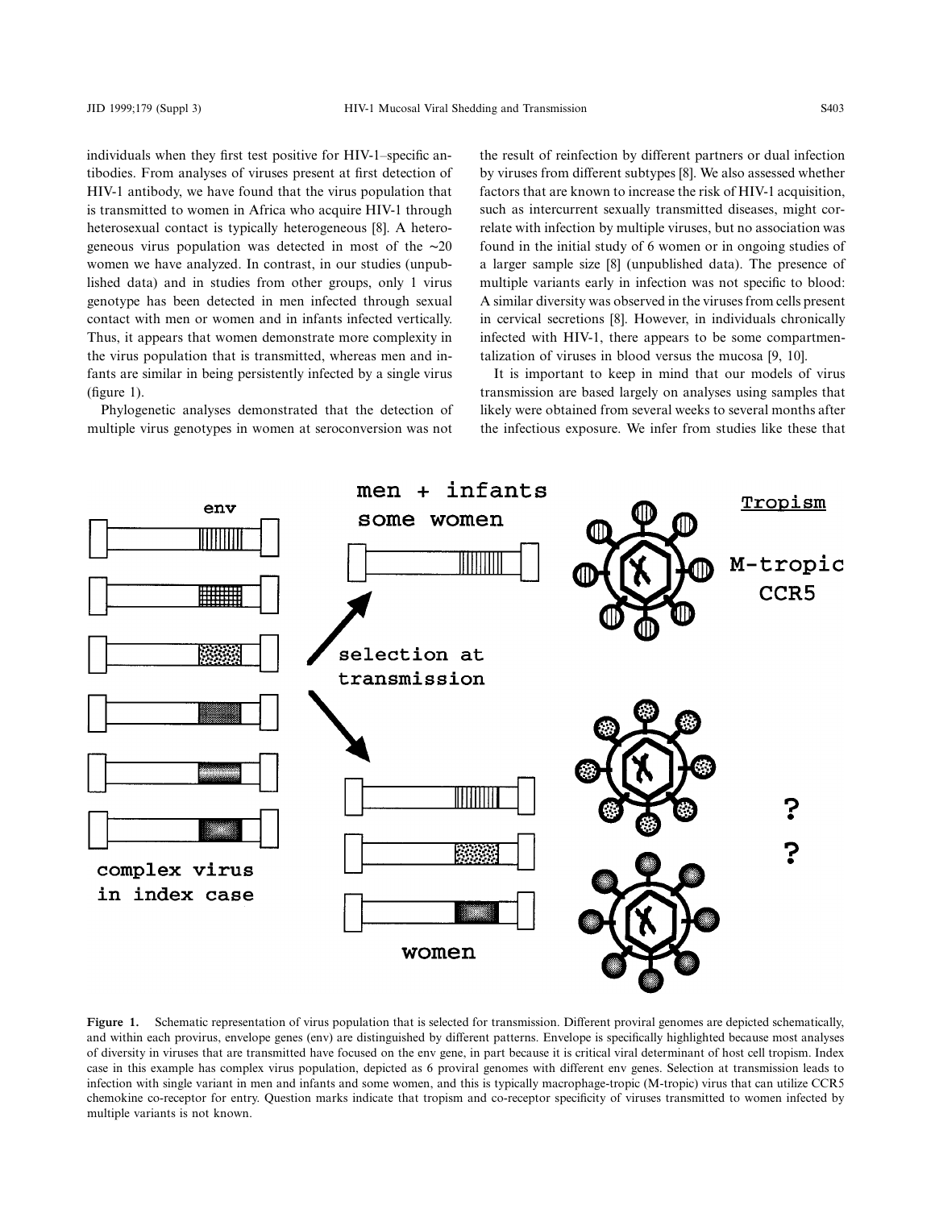individuals when they first test positive for HIV-1–specific antibodies. From analyses of viruses present at first detection of HIV-1 antibody, we have found that the virus population that is transmitted to women in Africa who acquire HIV-1 through heterosexual contact is typically heterogeneous [8]. A heterogeneous virus population was detected in most of the ~20 women we have analyzed. In contrast, in our studies (unpublished data) and in studies from other groups, only 1 virus genotype has been detected in men infected through sexual contact with men or women and in infants infected vertically. Thus, it appears that women demonstrate more complexity in the virus population that is transmitted, whereas men and infants are similar in being persistently infected by a single virus (figure 1).

Phylogenetic analyses demonstrated that the detection of multiple virus genotypes in women at seroconversion was not the result of reinfection by different partners or dual infection by viruses from different subtypes [8]. We also assessed whether factors that are known to increase the risk of HIV-1 acquisition, such as intercurrent sexually transmitted diseases, might correlate with infection by multiple viruses, but no association was found in the initial study of 6 women or in ongoing studies of a larger sample size [8] (unpublished data). The presence of multiple variants early in infection was not specific to blood: A similar diversity was observed in the viruses from cells present in cervical secretions [8]. However, in individuals chronically infected with HIV-1, there appears to be some compartmentalization of viruses in blood versus the mucosa [9, 10].

It is important to keep in mind that our models of virus transmission are based largely on analyses using samples that likely were obtained from several weeks to several months after the infectious exposure. We infer from studies like these that

**Figure 1.** Schematic representation of virus population that is selected for transmission. Different proviral genomes are depicted schematically, and within each provirus, envelope genes (env) are distinguished by different patterns. Envelope is specifically highlighted because most analyses of diversity in viruses that are transmitted have focused on the env gene, in part because it is critical viral determinant of host cell tropism. Index case in this example has complex virus population, depicted as 6 proviral genomes with different env genes. Selection at transmission leads to infection with single variant in men and infants and some women, and this is typically macrophage-tropic (M-tropic) virus that can utilize CCR5 chemokine co-receptor for entry. Question marks indicate that tropism and co-receptor specificity of viruses transmitted to women infected by multiple variants is not known.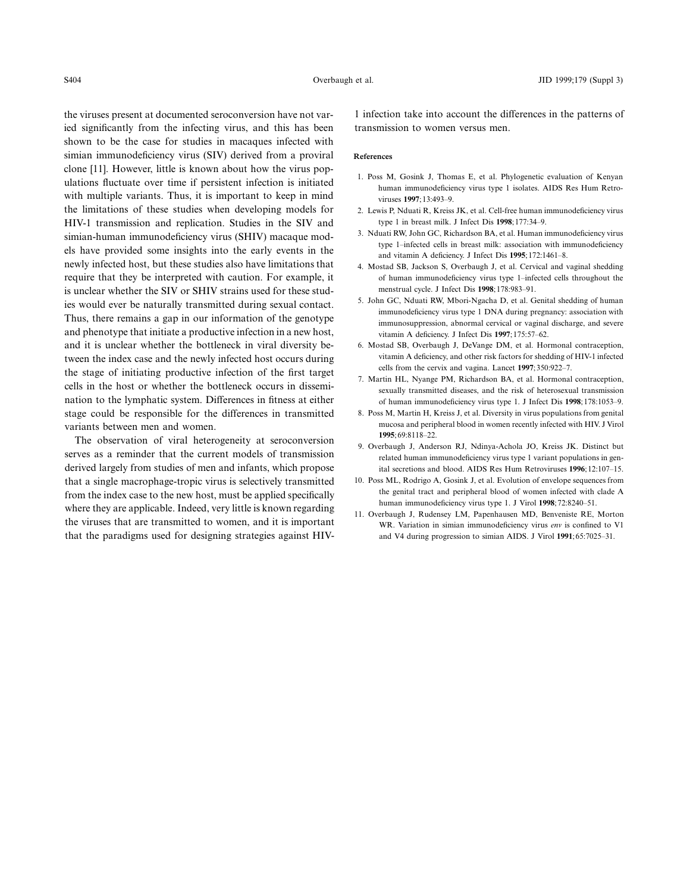the viruses present at documented seroconversion have not varied significantly from the infecting virus, and this has been shown to be the case for studies in macaques infected with simian immunodeficiency virus (SIV) derived from a proviral clone [11]. However, little is known about how the virus populations fluctuate over time if persistent infection is initiated with multiple variants. Thus, it is important to keep in mind the limitations of these studies when developing models for HIV-1 transmission and replication. Studies in the SIV and simian-human immunodeficiency virus (SHIV) macaque models have provided some insights into the early events in the newly infected host, but these studies also have limitations that require that they be interpreted with caution. For example, it is unclear whether the SIV or SHIV strains used for these studies would ever be naturally transmitted during sexual contact. Thus, there remains a gap in our information of the genotype and phenotype that initiate a productive infection in a new host, and it is unclear whether the bottleneck in viral diversity between the index case and the newly infected host occurs during the stage of initiating productive infection of the first target cells in the host or whether the bottleneck occurs in dissemination to the lymphatic system. Differences in fitness at either stage could be responsible for the differences in transmitted variants between men and women.

The observation of viral heterogeneity at seroconversion serves as a reminder that the current models of transmission derived largely from studies of men and infants, which propose that a single macrophage-tropic virus is selectively transmitted from the index case to the new host, must be applied specifically where they are applicable. Indeed, very little is known regarding the viruses that are transmitted to women, and it is important that the paradigms used for designing strategies against HIV-1 infection take into account the differences in the patterns of transmission to women versus men.

#### References

1. Poss M, Gosink J, Thomas E, et al. Phylogenetic evaluation of Kenyan human immunodeficiency virus type 1 isolates. AIDS Res Hum Retroviruses **1997**;13:493–9.
2. Lewis P, Nduati R, Kreiss JK, et al. Cell-free human immunodeficiency virus type 1 in breast milk. J Infect Dis **1998**;177:34–9.
3. Nduati RW, John GC, Richardson BA, et al. Human immunodeficiency virus type 1–infected cells in breast milk: association with immunodeficiency and vitamin A deficiency. J Infect Dis **1995**;172:1461–8.
4. Mostad SB, Jackson S, Overbaugh J, et al. Cervical and vaginal shedding of human immunodeficiency virus type 1–infected cells throughout the menstrual cycle. J Infect Dis **1998**;178:983–91.
5. John GC, Nduati RW, Mbori-Ngacha D, et al. Genital shedding of human immunodeficiency virus type 1 DNA during pregnancy: association with immunosuppression, abnormal cervical or vaginal discharge, and severe vitamin A deficiency. J Infect Dis **1997**;175:57–62.
6. Mostad SB, Overbaugh J, DeVange DM, et al. Hormonal contraception, vitamin A deficiency, and other risk factors for shedding of HIV-1 infected cells from the cervix and vagina. Lancet **1997**;350:922–7.
7. Martin HL, Nyange PM, Richardson BA, et al. Hormonal contraception, sexually transmitted diseases, and the risk of heterosexual transmission of human immunodeficiency virus type 1. J Infect Dis **1998**;178:1053–9.
8. Poss M, Martin H, Kreiss J, et al. Diversity in virus populations from genital mucosa and peripheral blood in women recently infected with HIV. J Virol **1995**;69:8118–22.
9. Overbaugh J, Anderson RJ, Ndinya-Achola JO, Kreiss JK. Distinct but related human immunodeficiency virus type 1 variant populations in genital secretions and blood. AIDS Res Hum Retroviruses **1996**;12:107–15.
10. Poss ML, Rodrigo A, Gosink J, et al. Evolution of envelope sequences from the genital tract and peripheral blood of women infected with clade A human immunodeficiency virus type 1. J Virol **1998**;72:8240–51.
11. Overbaugh J, Rudensey LM, Papenhausen MD, Benveniste RE, Morton WR. Variation in simian immunodeficiency virus *env* is confined to V1 and V4 during progression to simian AIDS. J Virol **1991**;65:7025–31.